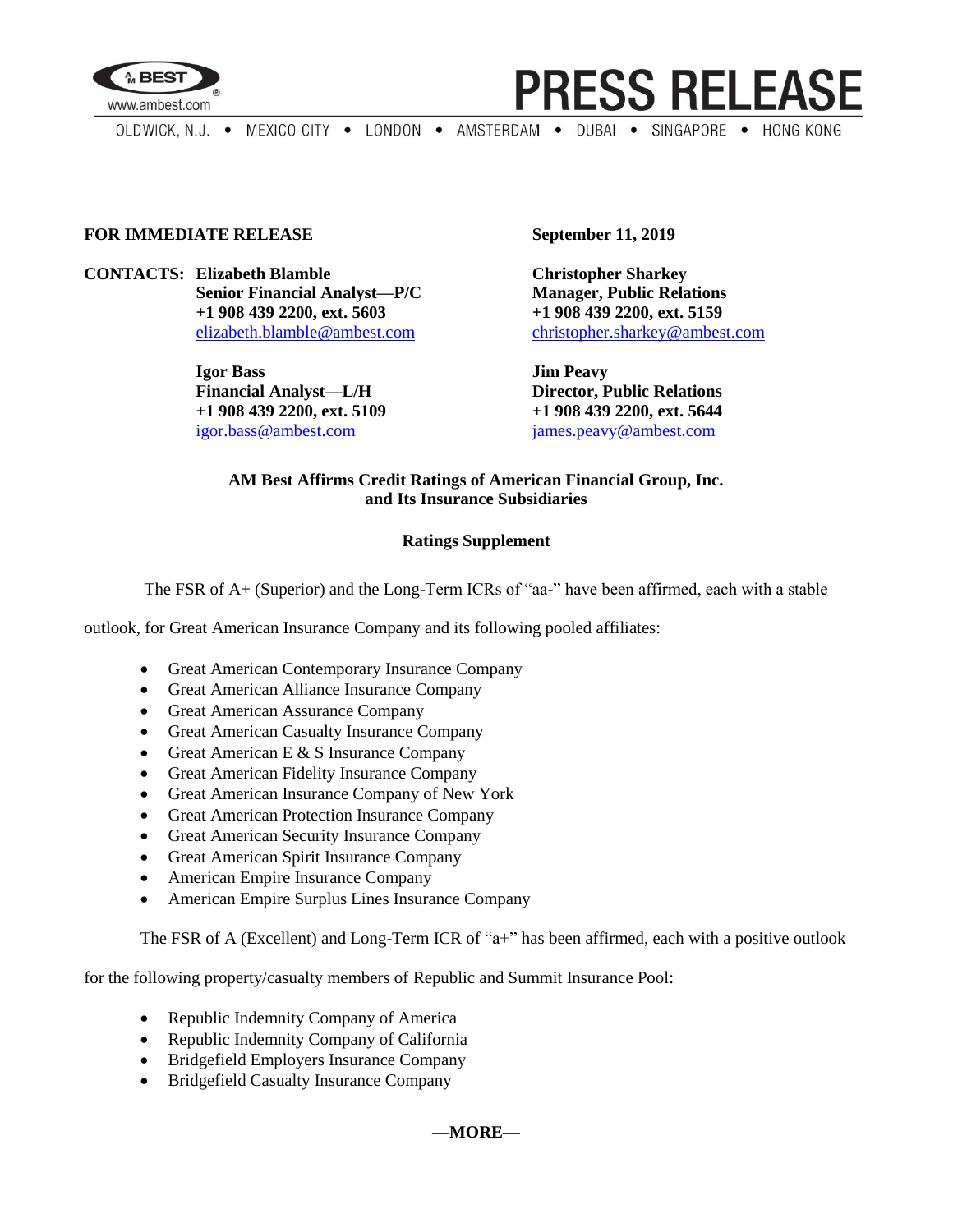PRESS RELEASE

OLDWICK, N.J. • MEXICO CITY • LONDON • AMSTERDAM • DUBAI • SINGAPORE • HONG KONG

**FOR IMMEDIATE RELEASE** **September 11, 2019**

**CONTACTS:**

**Elizabeth Blamble**
**Senior Financial Analyst—P/C**
**+1 908 439 2200, ext. 5603**
elizabeth.blamble@ambest.com

**Christopher Sharkey**
**Manager, Public Relations**
**+1 908 439 2200, ext. 5159**
christopher.sharkey@ambest.com

**Igor Bass**
**Financial Analyst—L/H**
**+1 908 439 2200, ext. 5109**
igor.bass@ambest.com

**Jim Peavy**
**Director, Public Relations**
**+1 908 439 2200, ext. 5644**
james.peavy@ambest.com

## AM Best Affirms Credit Ratings of American Financial Group, Inc. and Its Insurance Subsidiaries

### Ratings Supplement

The FSR of A+ (Superior) and the Long-Term ICRs of "aa-" have been affirmed, each with a stable outlook, for Great American Insurance Company and its following pooled affiliates:

- Great American Contemporary Insurance Company
- Great American Alliance Insurance Company
- Great American Assurance Company
- Great American Casualty Insurance Company
- Great American E & S Insurance Company
- Great American Fidelity Insurance Company
- Great American Insurance Company of New York
- Great American Protection Insurance Company
- Great American Security Insurance Company
- Great American Spirit Insurance Company
- American Empire Insurance Company
- American Empire Surplus Lines Insurance Company

The FSR of A (Excellent) and Long-Term ICR of "a+" has been affirmed, each with a positive outlook for the following property/casualty members of Republic and Summit Insurance Pool:

- Republic Indemnity Company of America
- Republic Indemnity Company of California
- Bridgefield Employers Insurance Company
- Bridgefield Casualty Insurance Company

**—MORE—**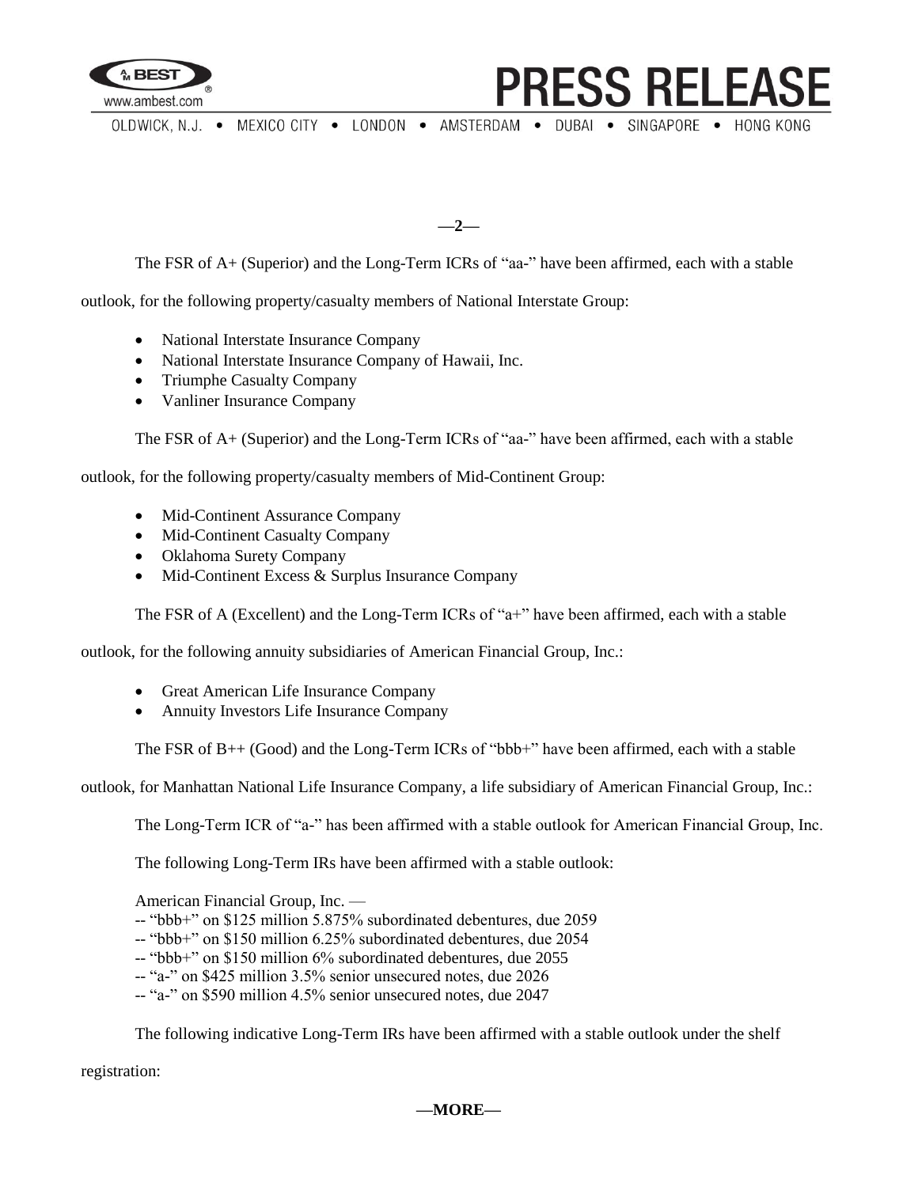The FSR of A+ (Superior) and the Long-Term ICRs of "aa-" have been affirmed, each with a stable outlook, for the following property/casualty members of National Interstate Group:

- National Interstate Insurance Company
- National Interstate Insurance Company of Hawaii, Inc.
- Triumphe Casualty Company
- Vanliner Insurance Company

The FSR of A+ (Superior) and the Long-Term ICRs of "aa-" have been affirmed, each with a stable outlook, for the following property/casualty members of Mid-Continent Group:

- Mid-Continent Assurance Company
- Mid-Continent Casualty Company
- Oklahoma Surety Company
- Mid-Continent Excess & Surplus Insurance Company

The FSR of A (Excellent) and the Long-Term ICRs of "a+" have been affirmed, each with a stable outlook, for the following annuity subsidiaries of American Financial Group, Inc.:

- Great American Life Insurance Company
- Annuity Investors Life Insurance Company

The FSR of B++ (Good) and the Long-Term ICRs of "bbb+" have been affirmed, each with a stable outlook, for Manhattan National Life Insurance Company, a life subsidiary of American Financial Group, Inc.:

The Long-Term ICR of "a-" has been affirmed with a stable outlook for American Financial Group, Inc.

The following Long-Term IRs have been affirmed with a stable outlook:

American Financial Group, Inc. —
-- "bbb+" on $125 million 5.875% subordinated debentures, due 2059
-- "bbb+" on $150 million 6.25% subordinated debentures, due 2054
-- "bbb+" on $150 million 6% subordinated debentures, due 2055
-- "a-" on $425 million 3.5% senior unsecured notes, due 2026
-- "a-" on $590 million 4.5% senior unsecured notes, due 2047

The following indicative Long-Term IRs have been affirmed with a stable outlook under the shelf registration:

—MORE—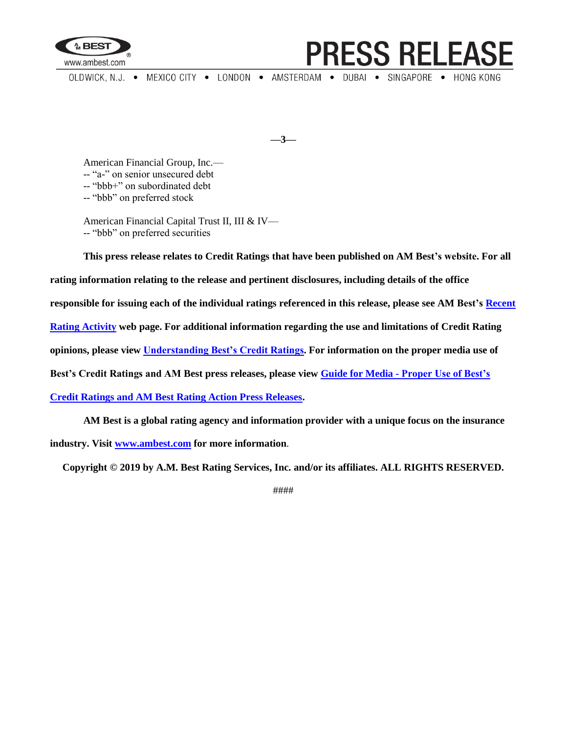American Financial Group, Inc.—
-- "a-" on senior unsecured debt
-- "bbb+" on subordinated debt
-- "bbb" on preferred stock

American Financial Capital Trust II, III & IV—
-- "bbb" on preferred securities

**This press release relates to Credit Ratings that have been published on AM Best's website. For all rating information relating to the release and pertinent disclosures, including details of the office responsible for issuing each of the individual ratings referenced in this release, please see AM Best's Recent Rating Activity web page. For additional information regarding the use and limitations of Credit Rating opinions, please view Understanding Best's Credit Ratings. For information on the proper media use of Best's Credit Ratings and AM Best press releases, please view Guide for Media - Proper Use of Best's Credit Ratings and AM Best Rating Action Press Releases.**

**AM Best is a global rating agency and information provider with a unique focus on the insurance industry. Visit www.ambest.com for more information.**

**Copyright © 2019 by A.M. Best Rating Services, Inc. and/or its affiliates. ALL RIGHTS RESERVED.**

####